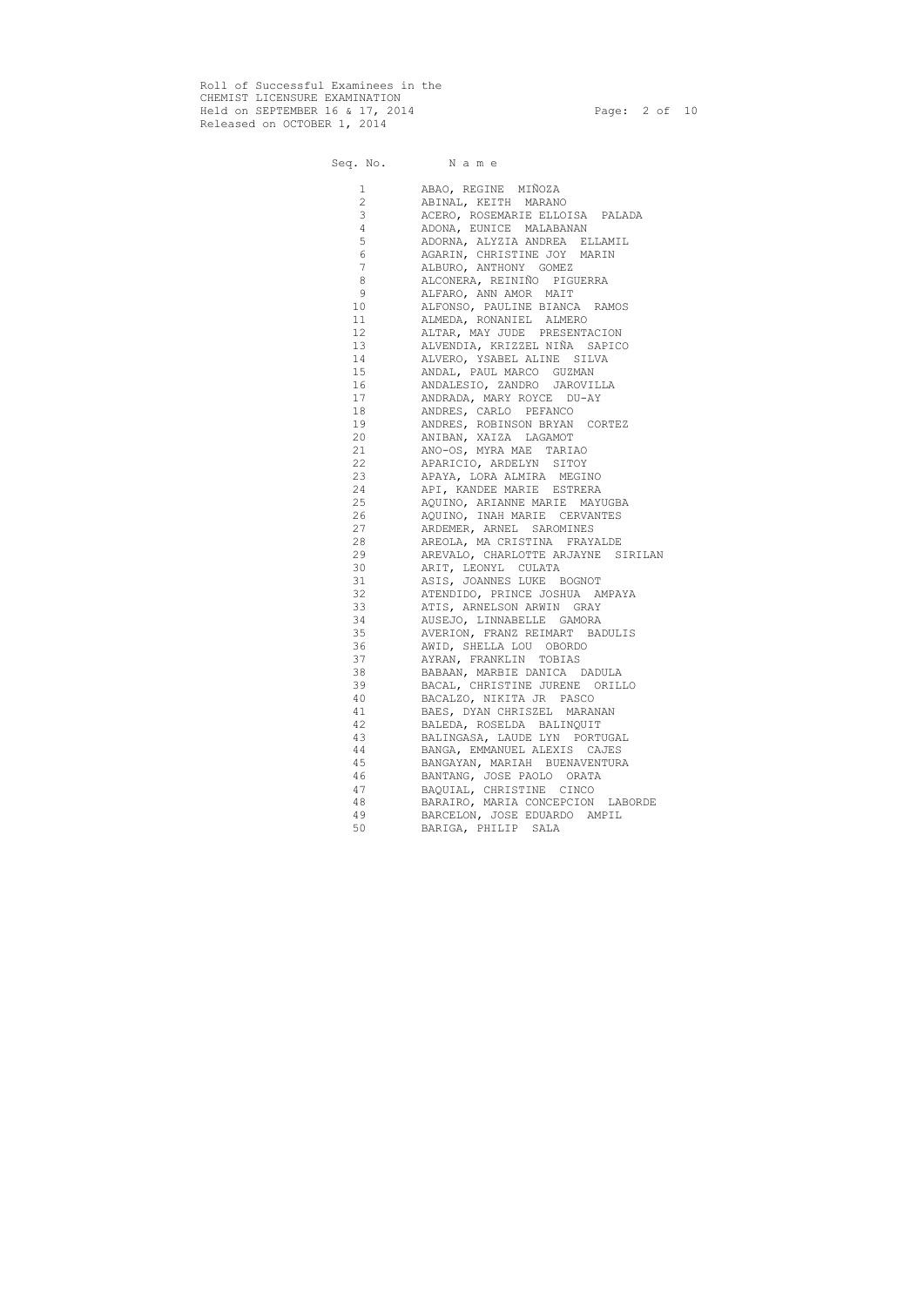Roll of Successful Examinees in the
CHEMIST LICENSURE EXAMINATION
Held on SEPTEMBER 16 & 17, 2014
Released on OCTOBER 1, 2014

| Seq. No. | N a m e |
|---|---|
| 1 | ABAO, REGINE MIÑOZA |
| 2 | ABINAL, KEITH MARANO |
| 3 | ACERO, ROSEMARIE ELLOISA PALADA |
| 4 | ADONA, EUNICE MALABANAN |
| 5 | ADORNA, ALYZIA ANDREA ELLAMIL |
| 6 | AGARIN, CHRISTINE JOY MARIN |
| 7 | ALBURO, ANTHONY GOMEZ |
| 8 | ALCONERA, REINIÑO PIGUERRA |
| 9 | ALFARO, ANN AMOR MAIT |
| 10 | ALFONSO, PAULINE BIANCA RAMOS |
| 11 | ALMEDA, RONANIEL ALMERO |
| 12 | ALTAR, MAY JUDE PRESENTACION |
| 13 | ALVENDIA, KRIZZEL NIÑA SAPICO |
| 14 | ALVERO, YSABEL ALINE SILVA |
| 15 | ANDAL, PAUL MARCO GUZMAN |
| 16 | ANDALESIO, ZANDRO JAROVILLA |
| 17 | ANDRADA, MARY ROYCE DU-AY |
| 18 | ANDRES, CARLO PEFANCO |
| 19 | ANDRES, ROBINSON BRYAN CORTEZ |
| 20 | ANIBAN, XAIZA LAGAMOT |
| 21 | ANO-OS, MYRA MAE TARIAO |
| 22 | APARICIO, ARDELYN SITOY |
| 23 | APAYA, LORA ALMIRA MEGINO |
| 24 | API, KANDEE MARIE ESTRERA |
| 25 | AQUINO, ARIANNE MARIE MAYUGBA |
| 26 | AQUINO, INAH MARIE CERVANTES |
| 27 | ARDEMER, ARNEL SAROMINES |
| 28 | AREOLA, MA CRISTINA FRAYALDE |
| 29 | AREVALO, CHARLOTTE ARJAYNE SIRILAN |
| 30 | ARIT, LEONYL CULATA |
| 31 | ASIS, JOANNES LUKE BOGNOT |
| 32 | ATENDIDO, PRINCE JOSHUA AMPAYA |
| 33 | ATIS, ARNELSON ARWIN GRAY |
| 34 | AUSEJO, LINNABELLE GAMORA |
| 35 | AVERION, FRANZ REIMART BADULIS |
| 36 | AWID, SHELLA LOU OBORDO |
| 37 | AYRAN, FRANKLIN TOBIAS |
| 38 | BABAAN, MARBIE DANICA DADULA |
| 39 | BACAL, CHRISTINE JURENE ORILLO |
| 40 | BACALZO, NIKITA JR PASCO |
| 41 | BAES, DYAN CHRISZEL MARANAN |
| 42 | BALEDA, ROSELDA BALINQUIT |
| 43 | BALINGASA, LAUDE LYN PORTUGAL |
| 44 | BANGA, EMMANUEL ALEXIS CAJES |
| 45 | BANGAYAN, MARIAH BUENAVENTURA |
| 46 | BANTANG, JOSE PAOLO ORATA |
| 47 | BAQUIAL, CHRISTINE CINCO |
| 48 | BARAIRO, MARIA CONCEPCION LABORDE |
| 49 | BARCELON, JOSE EDUARDO AMPIL |
| 50 | BARIGA, PHILIP SALA |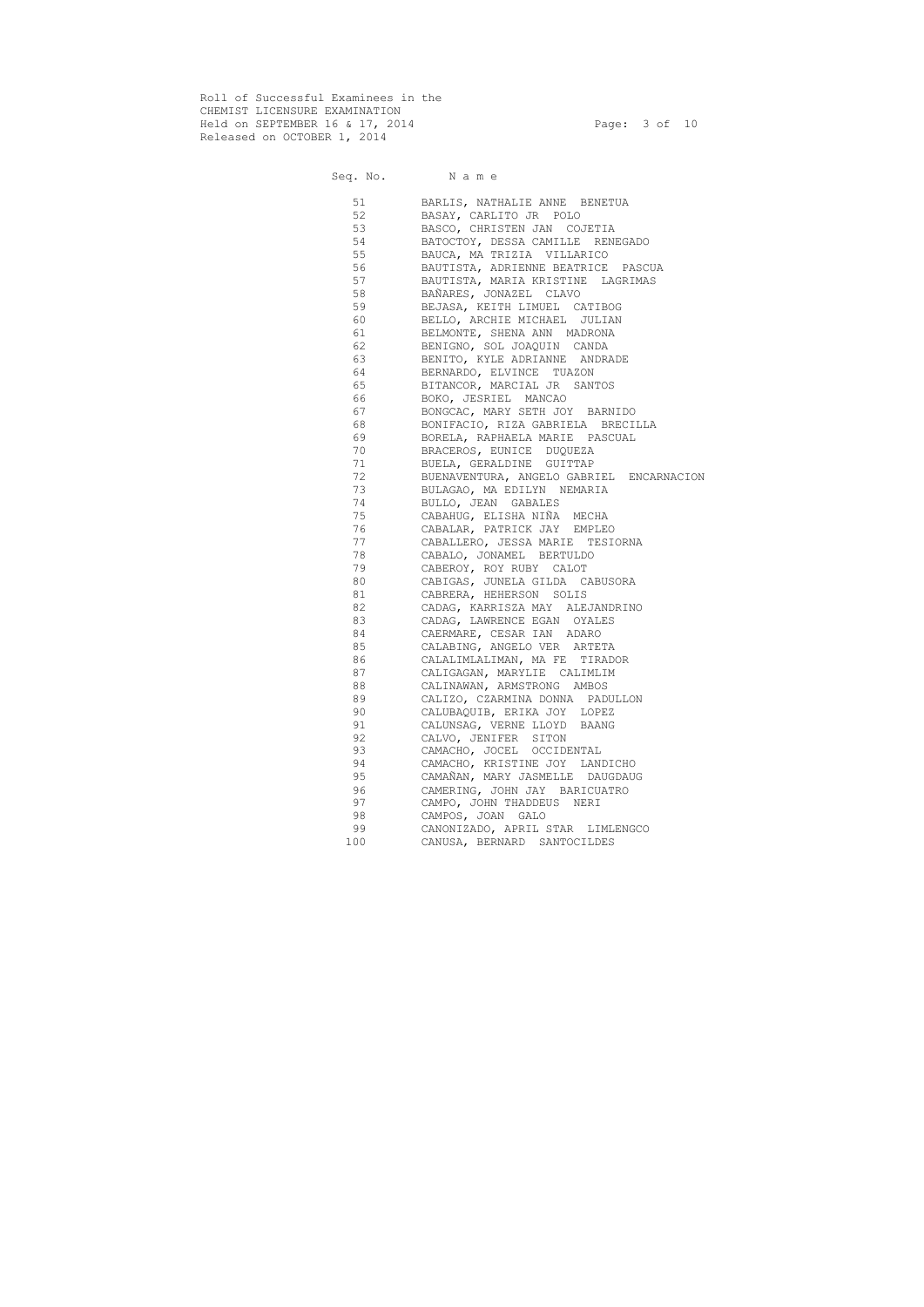Roll of Successful Examinees in the
CHEMIST LICENSURE EXAMINATION
Held on SEPTEMBER 16 & 17, 2014
Released on OCTOBER 1, 2014

| Seq. No. | N a m e |
|---|---|
| 51 | BARLIS, NATHALIE ANNE BENETUA |
| 52 | BASAY, CARLITO JR POLO |
| 53 | BASCO, CHRISTEN JAN COJETIA |
| 54 | BATOCTOY, DESSA CAMILLE RENEGADO |
| 55 | BAUCA, MA TRIZIA VILLARICO |
| 56 | BAUTISTA, ADRIENNE BEATRICE PASCUA |
| 57 | BAUTISTA, MARIA KRISTINE LAGRIMAS |
| 58 | BAÑARES, JONAZEL CLAVO |
| 59 | BEJASA, KEITH LIMUEL CATIBOG |
| 60 | BELLO, ARCHIE MICHAEL JULIAN |
| 61 | BELMONTE, SHENA ANN MADRONA |
| 62 | BENIGNO, SOL JOAQUIN CANDA |
| 63 | BENITO, KYLE ADRIANNE ANDRADE |
| 64 | BERNARDO, ELVINCE TUAZON |
| 65 | BITANCOR, MARCIAL JR SANTOS |
| 66 | BOKO, JESRIEL MANCAO |
| 67 | BONGCAC, MARY SETH JOY BARNIDO |
| 68 | BONIFACIO, RIZA GABRIELA BRECILLA |
| 69 | BORELA, RAPHAELA MARIE PASCUAL |
| 70 | BRACEROS, EUNICE DUQUEZA |
| 71 | BUELA, GERALDINE GUITTAP |
| 72 | BUENAVENTURA, ANGELO GABRIEL ENCARNACION |
| 73 | BULAGAO, MA EDILYN NEMARIA |
| 74 | BULLO, JEAN GABALES |
| 75 | CABAHUG, ELISHA NIÑA MECHA |
| 76 | CABALAR, PATRICK JAY EMPLEO |
| 77 | CABALLERO, JESSA MARIE TESIORNA |
| 78 | CABALO, JONAMEL BERTULDO |
| 79 | CABEROY, ROY RUBY CALOT |
| 80 | CABIGAS, JUNELA GILDA CABUSORA |
| 81 | CABRERA, HEHERSON SOLIS |
| 82 | CADAG, KARRISZA MAY ALEJANDRINO |
| 83 | CADAG, LAWRENCE EGAN OYALES |
| 84 | CAERMARE, CESAR IAN ADARO |
| 85 | CALABING, ANGELO VER ARTETA |
| 86 | CALALIMLALIMAN, MA FE TIRADOR |
| 87 | CALIGAGAN, MARYLIE CALIMLIM |
| 88 | CALINAWAN, ARMSTRONG AMBOS |
| 89 | CALIZO, CZARMINA DONNA PADULLON |
| 90 | CALUBAQUIB, ERIKA JOY LOPEZ |
| 91 | CALUNSAG, VERNE LLOYD BAANG |
| 92 | CALVO, JENIFER SITON |
| 93 | CAMACHO, JOCEL OCCIDENTAL |
| 94 | CAMACHO, KRISTINE JOY LANDICHO |
| 95 | CAMAÑAN, MARY JASMELLE DAUGDAUG |
| 96 | CAMERING, JOHN JAY BARICUATRO |
| 97 | CAMPO, JOHN THADDEUS NERI |
| 98 | CAMPOS, JOAN GALO |
| 99 | CANONIZADO, APRIL STAR LIMLENGCO |
| 100 | CANUSA, BERNARD SANTOCILDES |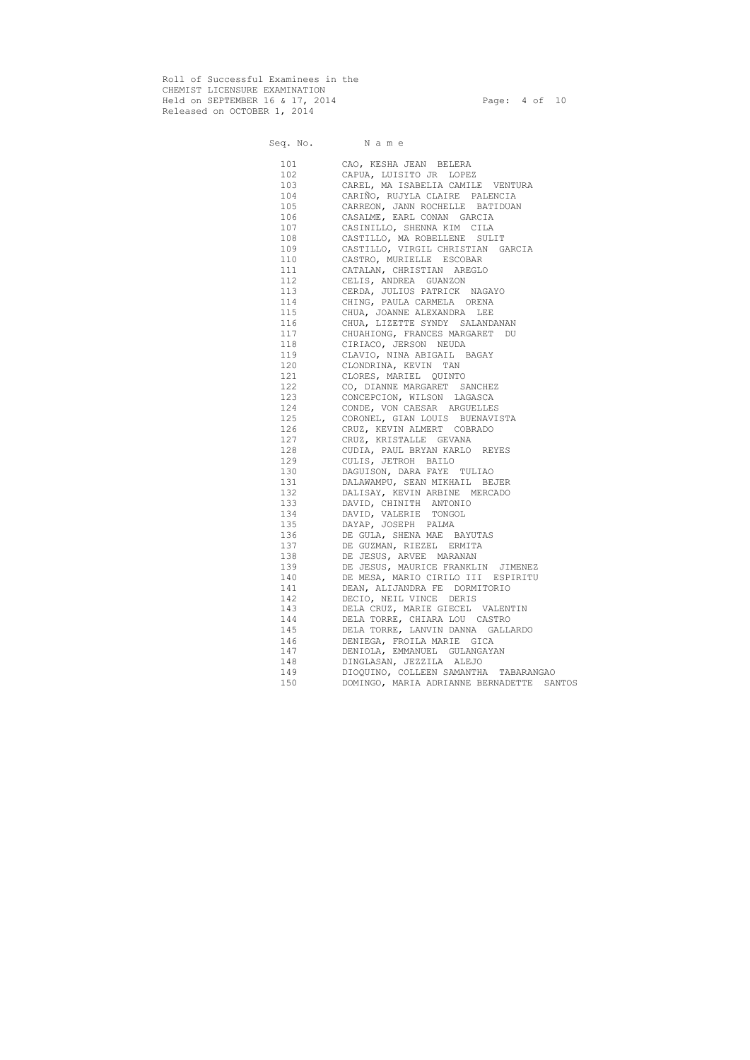Roll of Successful Examinees in the
CHEMIST LICENSURE EXAMINATION
Held on SEPTEMBER 16 & 17, 2014
Released on OCTOBER 1, 2014

| Seq. No. | N a m e |
|---|---|
| 101 | CAO, KESHA JEAN BELERA |
| 102 | CAPUA, LUISITO JR LOPEZ |
| 103 | CAREL, MA ISABELIA CAMILE VENTURA |
| 104 | CARIÑO, RUJYLA CLAIRE PALENCIA |
| 105 | CARREON, JANN ROCHELLE BATIDUAN |
| 106 | CASALME, EARL CONAN GARCIA |
| 107 | CASINILLO, SHENNA KIM CILA |
| 108 | CASTILLO, MA ROBELLENE SULIT |
| 109 | CASTILLO, VIRGIL CHRISTIAN GARCIA |
| 110 | CASTRO, MURIELLE ESCOBAR |
| 111 | CATALAN, CHRISTIAN AREGLO |
| 112 | CELIS, ANDREA GUANZON |
| 113 | CERDA, JULIUS PATRICK NAGAYO |
| 114 | CHING, PAULA CARMELA ORENA |
| 115 | CHUA, JOANNE ALEXANDRA LEE |
| 116 | CHUA, LIZETTE SYNDY SALANDANAN |
| 117 | CHUAHIONG, FRANCES MARGARET DU |
| 118 | CIRIACO, JERSON NEUDA |
| 119 | CLAVIO, NINA ABIGAIL BAGAY |
| 120 | CLONDRINA, KEVIN TAN |
| 121 | CLORES, MARIEL QUINTO |
| 122 | CO, DIANNE MARGARET SANCHEZ |
| 123 | CONCEPCION, WILSON LAGASCA |
| 124 | CONDE, VON CAESAR ARGUELLES |
| 125 | CORONEL, GIAN LOUIS BUENAVISTA |
| 126 | CRUZ, KEVIN ALMERT COBRADO |
| 127 | CRUZ, KRISTALLE GEVANA |
| 128 | CUDIA, PAUL BRYAN KARLO REYES |
| 129 | CULIS, JETROH BAILO |
| 130 | DAGUISON, DARA FAYE TULIAO |
| 131 | DALAWAMPU, SEAN MIKHAIL BEJER |
| 132 | DALISAY, KEVIN ARBINE MERCADO |
| 133 | DAVID, CHINITH ANTONIO |
| 134 | DAVID, VALERIE TONGOL |
| 135 | DAYAP, JOSEPH PALMA |
| 136 | DE GULA, SHENA MAE BAYUTAS |
| 137 | DE GUZMAN, RIEZEL ERMITA |
| 138 | DE JESUS, ARVEE MARANAN |
| 139 | DE JESUS, MAURICE FRANKLIN JIMENEZ |
| 140 | DE MESA, MARIO CIRILO III ESPIRITU |
| 141 | DEAN, ALIJANDRA FE DORMITORIO |
| 142 | DECIO, NEIL VINCE DERIS |
| 143 | DELA CRUZ, MARIE GIECEL VALENTIN |
| 144 | DELA TORRE, CHIARA LOU CASTRO |
| 145 | DELA TORRE, LANVIN DANNA GALLARDO |
| 146 | DENIEGA, FROILA MARIE GICA |
| 147 | DENIOLA, EMMANUEL GULANGAYAN |
| 148 | DINGLASAN, JEZZILA ALEJO |
| 149 | DIOQUINO, COLLEEN SAMANTHA TABARANGAO |
| 150 | DOMINGO, MARIA ADRIANNE BERNADETTE SANTOS |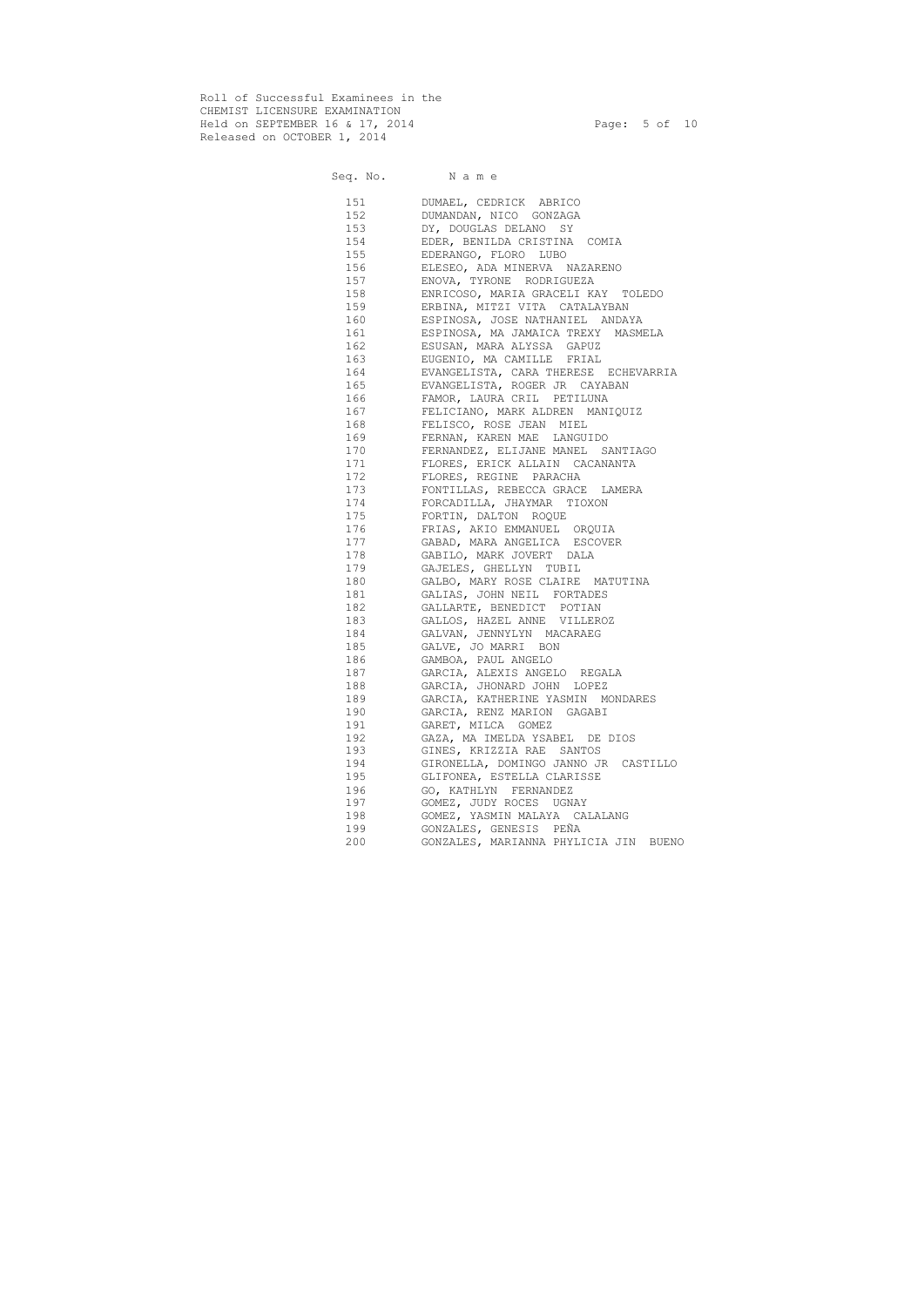Roll of Successful Examinees in the
CHEMIST LICENSURE EXAMINATION
Held on SEPTEMBER 16 & 17, 2014
Released on OCTOBER 1, 2014

| Seq. No. | Name |
|---|---|
| 151 | DUMAEL, CEDRICK ABRICO |
| 152 | DUMANDAN, NICO GONZAGA |
| 153 | DY, DOUGLAS DELANO SY |
| 154 | EDER, BENILDA CRISTINA COMIA |
| 155 | EDERANGO, FLORO LUBO |
| 156 | ELESEO, ADA MINERVA NAZARENO |
| 157 | ENOVA, TYRONE RODRIGUEZA |
| 158 | ENRICOSO, MARIA GRACELI KAY TOLEDO |
| 159 | ERBINA, MITZI VITA CATALAYBAN |
| 160 | ESPINOSA, JOSE NATHANIEL ANDAYA |
| 161 | ESPINOSA, MA JAMAICA TREXY MASMELA |
| 162 | ESUSAN, MARA ALYSSA GAPUZ |
| 163 | EUGENIO, MA CAMILLE FRIAL |
| 164 | EVANGELISTA, CARA THERESE ECHEVARRIA |
| 165 | EVANGELISTA, ROGER JR CAYABAN |
| 166 | FAMOR, LAURA CRIL PETILUNA |
| 167 | FELICIANO, MARK ALDREN MANIQUIZ |
| 168 | FELISCO, ROSE JEAN MIEL |
| 169 | FERNAN, KAREN MAE LANGUIDO |
| 170 | FERNANDEZ, ELIJANE MANEL SANTIAGO |
| 171 | FLORES, ERICK ALLAIN CACANANTA |
| 172 | FLORES, REGINE PARACHA |
| 173 | FONTILLAS, REBECCA GRACE LAMERA |
| 174 | FORCADILLA, JHAYMAR TIOXON |
| 175 | FORTIN, DALTON ROQUE |
| 176 | FRIAS, AKIO EMMANUEL ORQUIA |
| 177 | GABAD, MARA ANGELICA ESCOVER |
| 178 | GABILO, MARK JOVERT DALA |
| 179 | GAJELES, GHELLYN TUBIL |
| 180 | GALBO, MARY ROSE CLAIRE MATUTINA |
| 181 | GALIAS, JOHN NEIL FORTADES |
| 182 | GALLARTE, BENEDICT POTIAN |
| 183 | GALLOS, HAZEL ANNE VILLEROZ |
| 184 | GALVAN, JENNYLYN MACARAEG |
| 185 | GALVE, JO MARRI BON |
| 186 | GAMBOA, PAUL ANGELO |
| 187 | GARCIA, ALEXIS ANGELO REGALA |
| 188 | GARCIA, JHONARD JOHN LOPEZ |
| 189 | GARCIA, KATHERINE YASMIN MONDARES |
| 190 | GARCIA, RENZ MARION GAGABI |
| 191 | GARET, MILCA GOMEZ |
| 192 | GAZA, MA IMELDA YSABEL DE DIOS |
| 193 | GINES, KRIZZIA RAE SANTOS |
| 194 | GIRONELLA, DOMINGO JANNO JR CASTILLO |
| 195 | GLIFONEA, ESTELLA CLARISSE |
| 196 | GO, KATHLYN FERNANDEZ |
| 197 | GOMEZ, JUDY ROCES UGNAY |
| 198 | GOMEZ, YASMIN MALAYA CALALANG |
| 199 | GONZALES, GENESIS PEÑA |
| 200 | GONZALES, MARIANNA PHYLICIA JIN BUENO |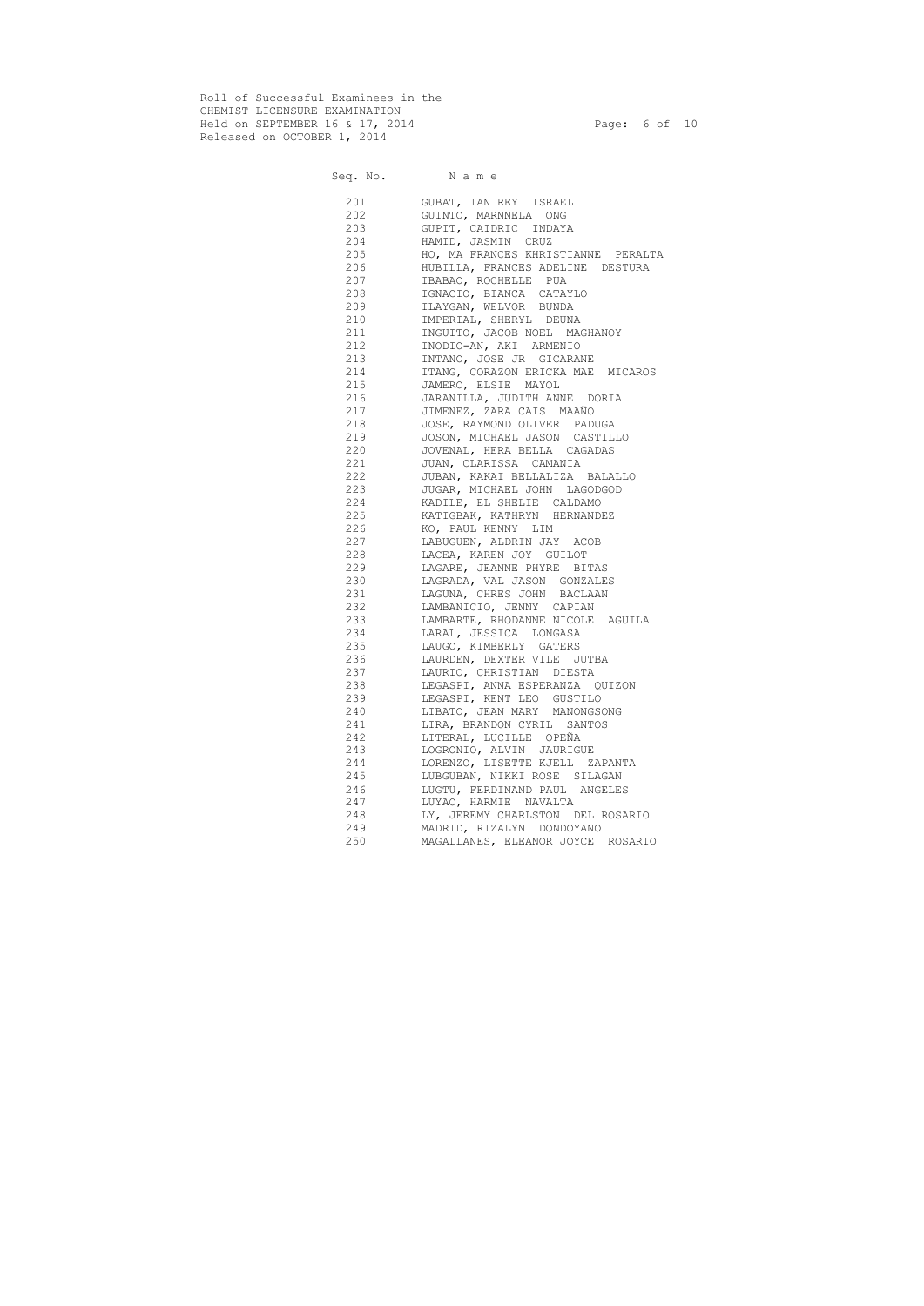Roll of Successful Examinees in the
CHEMIST LICENSURE EXAMINATION
Held on SEPTEMBER 16 & 17, 2014
Released on OCTOBER 1, 2014

| Seq. No. | N a m e |
|---|---|
| 201 | GUBAT, IAN REY ISRAEL |
| 202 | GUINTO, MARNNELA ONG |
| 203 | GUPIT, CAIDRIC INDAYA |
| 204 | HAMID, JASMIN CRUZ |
| 205 | HO, MA FRANCES KHRISTIANNE PERALTA |
| 206 | HUBILLA, FRANCES ADELINE DESTURA |
| 207 | IBABAO, ROCHELLE PUA |
| 208 | IGNACIO, BIANCA CATAYLO |
| 209 | ILAYGAN, WELVOR BUNDA |
| 210 | IMPERIAL, SHERYL DEUNA |
| 211 | INGUITO, JACOB NOEL MAGHANOY |
| 212 | INODIO-AN, AKI ARMENIO |
| 213 | INTANO, JOSE JR GICARANE |
| 214 | ITANG, CORAZON ERICKA MAE MICAROS |
| 215 | JAMERO, ELSIE MAYOL |
| 216 | JARANILLA, JUDITH ANNE DORIA |
| 217 | JIMENEZ, ZARA CAIS MAAÑO |
| 218 | JOSE, RAYMOND OLIVER PADUGA |
| 219 | JOSON, MICHAEL JASON CASTILLO |
| 220 | JOVENAL, HERA BELLA CAGADAS |
| 221 | JUAN, CLARISSA CAMANIA |
| 222 | JUBAN, KAKAI BELLALIZA BALALLO |
| 223 | JUGAR, MICHAEL JOHN LAGODGOD |
| 224 | KADILE, EL SHELIE CALDAMO |
| 225 | KATIGBAK, KATHRYN HERNANDEZ |
| 226 | KO, PAUL KENNY LIM |
| 227 | LABUGUEN, ALDRIN JAY ACOB |
| 228 | LACEA, KAREN JOY GUILOT |
| 229 | LAGARE, JEANNE PHYRE BITAS |
| 230 | LAGRADA, VAL JASON GONZALES |
| 231 | LAGUNA, CHRES JOHN BACLAAN |
| 232 | LAMBANICIO, JENNY CAPIAN |
| 233 | LAMBARTE, RHODANNE NICOLE AGUILA |
| 234 | LARAL, JESSICA LONGASA |
| 235 | LAUGO, KIMBERLY GATERS |
| 236 | LAURDEN, DEXTER VILE JUTBA |
| 237 | LAURIO, CHRISTIAN DIESTA |
| 238 | LEGASPI, ANNA ESPERANZA QUIZON |
| 239 | LEGASPI, KENT LEO GUSTILO |
| 240 | LIBATO, JEAN MARY MANONGSONG |
| 241 | LIRA, BRANDON CYRIL SANTOS |
| 242 | LITERAL, LUCILLE OPEÑA |
| 243 | LOGRONIO, ALVIN JAURIGUE |
| 244 | LORENZO, LISETTE KJELL ZAPANTA |
| 245 | LUBGUBAN, NIKKI ROSE SILAGAN |
| 246 | LUGTU, FERDINAND PAUL ANGELES |
| 247 | LUYAO, HARMIE NAVALTA |
| 248 | LY, JEREMY CHARLSTON DEL ROSARIO |
| 249 | MADRID, RIZALYN DONDOYANO |
| 250 | MAGALLANES, ELEANOR JOYCE ROSARIO |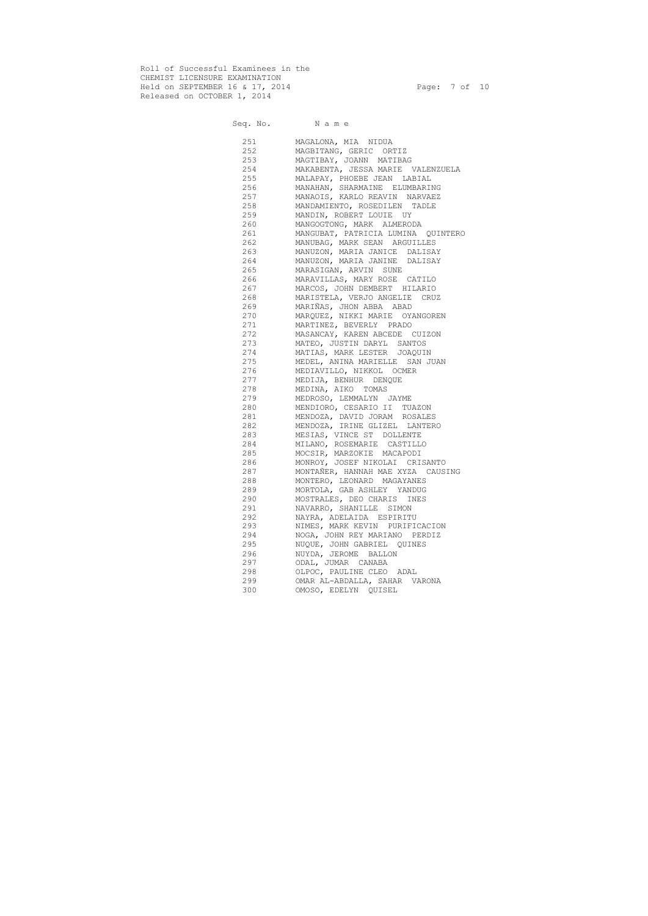Roll of Successful Examinees in the
CHEMIST LICENSURE EXAMINATION
Held on SEPTEMBER 16 & 17, 2014
Released on OCTOBER 1, 2014

| Seq. No. | N a m e |
|---|---|
| 251 | MAGALONA, MIA NIDUA |
| 252 | MAGBITANG, GERIC ORTIZ |
| 253 | MAGTIBAY, JOANN MATIBAG |
| 254 | MAKABENTA, JESSA MARIE VALENZUELA |
| 255 | MALAPAY, PHOEBE JEAN LABIAL |
| 256 | MANAHAN, SHARMAINE ELUMBARING |
| 257 | MANAOIS, KARLO REAVIN NARVAEZ |
| 258 | MANDAMIENTO, ROSEDILEN TADLE |
| 259 | MANDIN, ROBERT LOUIE UY |
| 260 | MANGOGTONG, MARK ALMERODA |
| 261 | MANGUBAT, PATRICIA LUMINA QUINTERO |
| 262 | MANUBAG, MARK SEAN ARGUILLES |
| 263 | MANUZON, MARIA JANICE DALISAY |
| 264 | MANUZON, MARIA JANINE DALISAY |
| 265 | MARASIGAN, ARVIN SUNE |
| 266 | MARAVILLAS, MARY ROSE CATILO |
| 267 | MARCOS, JOHN DEMBERT HILARIO |
| 268 | MARISTELA, VERJO ANGELIE CRUZ |
| 269 | MARIÑAS, JHON ABBA ABAD |
| 270 | MARQUEZ, NIKKI MARIE OYANGOREN |
| 271 | MARTINEZ, BEVERLY PRADO |
| 272 | MASANCAY, KAREN ABCEDE CUIZON |
| 273 | MATEO, JUSTIN DARYL SANTOS |
| 274 | MATIAS, MARK LESTER JOAQUIN |
| 275 | MEDEL, ANINA MARIELLE SAN JUAN |
| 276 | MEDIAVILLO, NIKKOL OCMER |
| 277 | MEDIJA, BENHUR DENQUE |
| 278 | MEDINA, AIKO TOMAS |
| 279 | MEDROSO, LEMMALYN JAYME |
| 280 | MENDIORO, CESARIO II TUAZON |
| 281 | MENDOZA, DAVID JORAM ROSALES |
| 282 | MENDOZA, IRINE GLIZEL LANTERO |
| 283 | MESIAS, VINCE ST DOLLENTE |
| 284 | MILANO, ROSEMARIE CASTILLO |
| 285 | MOCSIR, MARZOKIE MACAPODI |
| 286 | MONROY, JOSEF NIKOLAI CRISANTO |
| 287 | MONTAÑER, HANNAH MAE XYZA CAUSING |
| 288 | MONTERO, LEONARD MAGAYANES |
| 289 | MORTOLA, GAB ASHLEY YANDUG |
| 290 | MOSTRALES, DEO CHARIS INES |
| 291 | NAVARRO, SHANILLE SIMON |
| 292 | NAYRA, ADELAIDA ESPIRITU |
| 293 | NIMES, MARK KEVIN PURIFICACION |
| 294 | NOGA, JOHN REY MARIANO PERDIZ |
| 295 | NUQUE, JOHN GABRIEL QUINES |
| 296 | NUYDA, JEROME BALLON |
| 297 | ODAL, JUMAR CANABA |
| 298 | OLPOC, PAULINE CLEO ADAL |
| 299 | OMAR AL-ABDALLA, SAHAR VARONA |
| 300 | OMOSO, EDELYN QUISEL |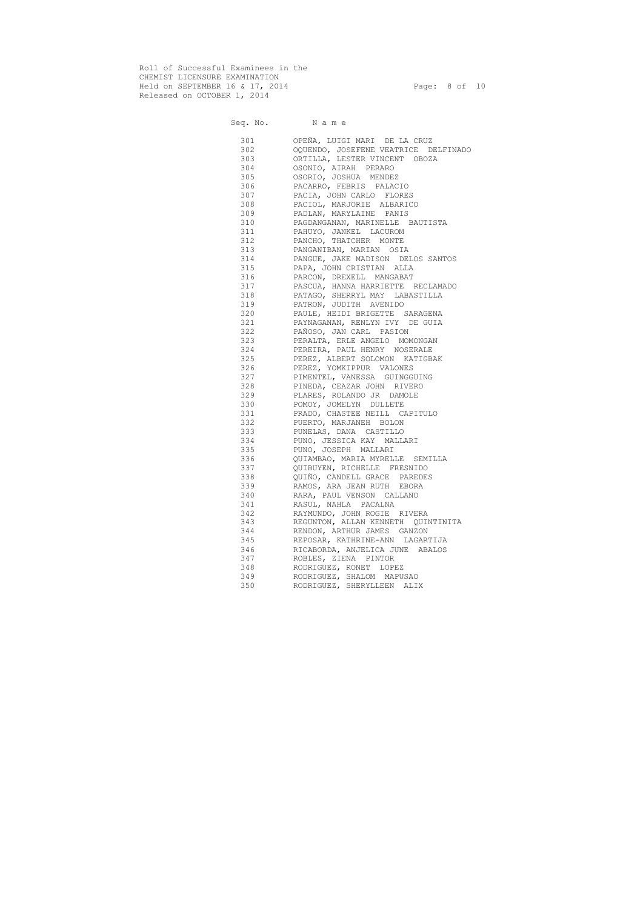Roll of Successful Examinees in the
CHEMIST LICENSURE EXAMINATION
Held on SEPTEMBER 16 & 17, 2014
Released on OCTOBER 1, 2014

| Seq. No. | N a m e |
|---|---|
| 301 | OPEÑA, LUIGI MARI DE LA CRUZ |
| 302 | OQUENDO, JOSEFENE VEATRICE DELFINADO |
| 303 | ORTILLA, LESTER VINCENT OBOZA |
| 304 | OSONIO, AIRAH PERARO |
| 305 | OSORIO, JOSHUA MENDEZ |
| 306 | PACARRO, FEBRIS PALACIO |
| 307 | PACIA, JOHN CARLO FLORES |
| 308 | PACIOL, MARJORIE ALBARICO |
| 309 | PADLAN, MARYLAINE PANIS |
| 310 | PAGDANGANAN, MARINELLE BAUTISTA |
| 311 | PAHUYO, JANKEL LACUROM |
| 312 | PANCHO, THATCHER MONTE |
| 313 | PANGANIBAN, MARIAN OSIA |
| 314 | PANGUE, JAKE MADISON DELOS SANTOS |
| 315 | PAPA, JOHN CRISTIAN ALLA |
| 316 | PARCON, DREXELL MANGABAT |
| 317 | PASCUA, HANNA HARRIETTE RECLAMADO |
| 318 | PATAGO, SHERRYL MAY LABASTILLA |
| 319 | PATRON, JUDITH AVENIDO |
| 320 | PAULE, HEIDI BRIGETTE SARAGENA |
| 321 | PAYNAGANAN, RENLYN IVY DE GUIA |
| 322 | PAÑOSO, JAN CARL PASION |
| 323 | PERALTA, ERLE ANGELO MOMONGAN |
| 324 | PEREIRA, PAUL HENRY NOSERALE |
| 325 | PEREZ, ALBERT SOLOMON KATIGBAK |
| 326 | PEREZ, YOMKIPPUR VALONES |
| 327 | PIMENTEL, VANESSA GUINGGUING |
| 328 | PINEDA, CEAZAR JOHN RIVERO |
| 329 | PLARES, ROLANDO JR DAMOLE |
| 330 | POMOY, JOMELYN DULLETE |
| 331 | PRADO, CHASTEE NEILL CAPITULO |
| 332 | PUERTO, MARJANEH BOLON |
| 333 | PUNELAS, DANA CASTILLO |
| 334 | PUNO, JESSICA KAY MALLARI |
| 335 | PUNO, JOSEPH MALLARI |
| 336 | QUIAMBAO, MARIA MYRELLE SEMILLA |
| 337 | QUIBUYEN, RICHELLE FRESNIDO |
| 338 | QUIÑO, CANDELL GRACE PAREDES |
| 339 | RAMOS, ARA JEAN RUTH EBORA |
| 340 | RARA, PAUL VENSON CALLANO |
| 341 | RASUL, NAHLA PACALNA |
| 342 | RAYMUNDO, JOHN ROGIE RIVERA |
| 343 | REGUNTON, ALLAN KENNETH QUINTINITA |
| 344 | RENDON, ARTHUR JAMES GANZON |
| 345 | REPOSAR, KATHRINE-ANN LAGARTIJA |
| 346 | RICABORDA, ANJELICA JUNE ABALOS |
| 347 | ROBLES, ZIENA PINTOR |
| 348 | RODRIGUEZ, RONET LOPEZ |
| 349 | RODRIGUEZ, SHALOM MAPUSAO |
| 350 | RODRIGUEZ, SHERYLLEEN ALIX |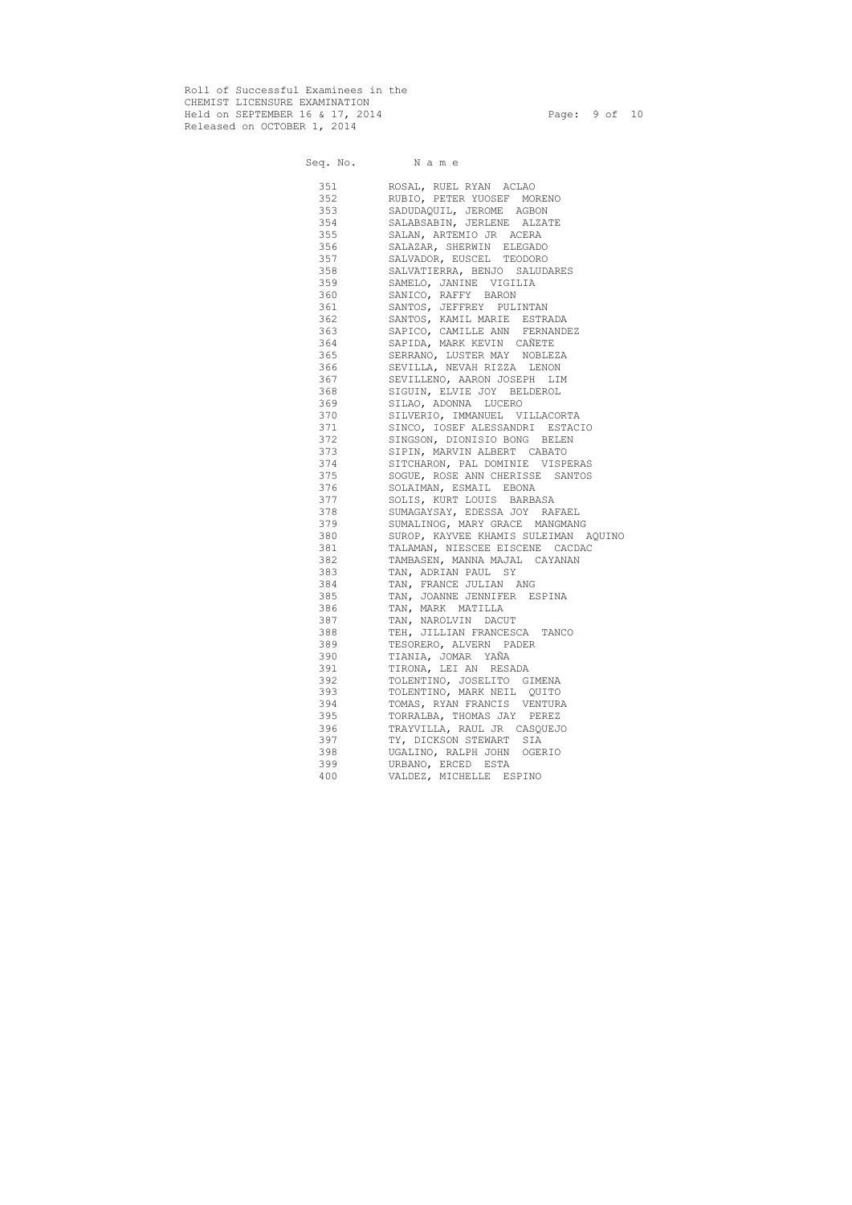Roll of Successful Examinees in the
CHEMIST LICENSURE EXAMINATION
Held on SEPTEMBER 16 & 17, 2014
Released on OCTOBER 1, 2014

| Seq. No. | N a m e |
|---|---|
| 351 | ROSAL, RUEL RYAN ACLAO |
| 352 | RUBIO, PETER YUOSEF MORENO |
| 353 | SADUDAQUIL, JEROME AGBON |
| 354 | SALABSABIN, JERLENE ALZATE |
| 355 | SALAN, ARTEMIO JR ACERA |
| 356 | SALAZAR, SHERWIN ELEGADO |
| 357 | SALVADOR, EUSCEL TEODORO |
| 358 | SALVATIERRA, BENJO SALUDARES |
| 359 | SAMELO, JANINE VIGILIA |
| 360 | SANICO, RAFFY BARON |
| 361 | SANTOS, JEFFREY PULINTAN |
| 362 | SANTOS, KAMIL MARIE ESTRADA |
| 363 | SAPICO, CAMILLE ANN FERNANDEZ |
| 364 | SAPIDA, MARK KEVIN CAÑETE |
| 365 | SERRANO, LUSTER MAY NOBLEZA |
| 366 | SEVILLA, NEVAH RIZZA LENON |
| 367 | SEVILLENO, AARON JOSEPH LIM |
| 368 | SIGUIN, ELVIE JOY BELDEROL |
| 369 | SILAO, ADONNA LUCERO |
| 370 | SILVERIO, IMMANUEL VILLACORTA |
| 371 | SINCO, IOSEF ALESSANDRI ESTACIO |
| 372 | SINGSON, DIONISIO BONG BELEN |
| 373 | SIPIN, MARVIN ALBERT CABATO |
| 374 | SITCHARON, PAL DOMINIE VISPERAS |
| 375 | SOGUE, ROSE ANN CHERISSE SANTOS |
| 376 | SOLAIMAN, ESMAIL EBONA |
| 377 | SOLIS, KURT LOUIS BARBASA |
| 378 | SUMAGAYSAY, EDESSA JOY RAFAEL |
| 379 | SUMALINOG, MARY GRACE MANGMANG |
| 380 | SUROP, KAYVEE KHAMIS SULEIMAN AQUINO |
| 381 | TALAMAN, NIESCEE EISCENE CACDAC |
| 382 | TAMBASEN, MANNA MAJAL CAYANAN |
| 383 | TAN, ADRIAN PAUL SY |
| 384 | TAN, FRANCE JULIAN ANG |
| 385 | TAN, JOANNE JENNIFER ESPINA |
| 386 | TAN, MARK MATILLA |
| 387 | TAN, NAROLVIN DACUT |
| 388 | TEH, JILLIAN FRANCESCA TANCO |
| 389 | TESORERO, ALVERN PADER |
| 390 | TIANIA, JOMAR YAÑA |
| 391 | TIRONA, LEI AN RESADA |
| 392 | TOLENTINO, JOSELITO GIMENA |
| 393 | TOLENTINO, MARK NEIL QUITO |
| 394 | TOMAS, RYAN FRANCIS VENTURA |
| 395 | TORRALBA, THOMAS JAY PEREZ |
| 396 | TRAYVILLA, RAUL JR CASQUEJO |
| 397 | TY, DICKSON STEWART SIA |
| 398 | UGALINO, RALPH JOHN OGERIO |
| 399 | URBANO, ERCED ESTA |
| 400 | VALDEZ, MICHELLE ESPINO |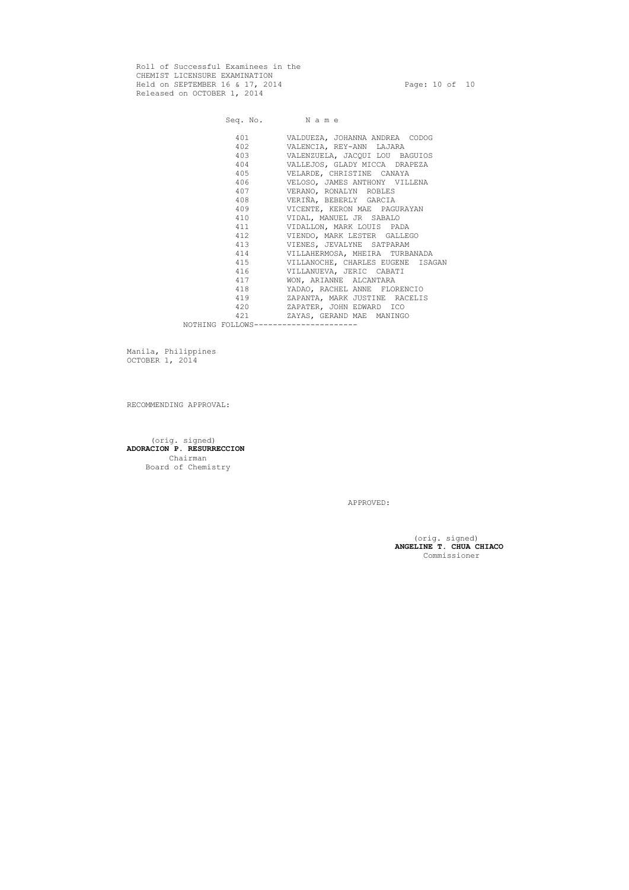Roll of Successful Examinees in the
CHEMIST LICENSURE EXAMINATION
Held on SEPTEMBER 16 & 17, 2014
Released on OCTOBER 1, 2014

| Seq. No. | N a m e |
|---|---|
| 401 | VALDUEZA, JOHANNA ANDREA CODOG |
| 402 | VALENCIA, REY-ANN LAJARA |
| 403 | VALENZUELA, JACQUI LOU BAGUIOS |
| 404 | VALLEJOS, GLADY MICCA DRAPEZA |
| 405 | VELARDE, CHRISTINE CANAYA |
| 406 | VELOSO, JAMES ANTHONY VILLENA |
| 407 | VERANO, RONALYN ROBLES |
| 408 | VERIÑA, BEBERLY GARCIA |
| 409 | VICENTE, KERON MAE PAGURAYAN |
| 410 | VIDAL, MANUEL JR SABALO |
| 411 | VIDALLON, MARK LOUIS PADA |
| 412 | VIENDO, MARK LESTER GALLEGO |
| 413 | VIENES, JEVALYNE SATPARAM |
| 414 | VILLAHERMOSA, MHEIRA TURBANADA |
| 415 | VILLANOCHE, CHARLES EUGENE ISAGAN |
| 416 | VILLANUEVA, JERIC CABATI |
| 417 | WON, ARIANNE ALCANTARA |
| 418 | YADAO, RACHEL ANNE FLORENCIO |
| 419 | ZAPANTA, MARK JUSTINE RACELIS |
| 420 | ZAPATER, JOHN EDWARD ICO |
| 421 | ZAYAS, GERAND MAE MANINGO |

NOTHING FOLLOWS----------------------

Manila, Philippines
OCTOBER 1, 2014

RECOMMENDING APPROVAL:

(orig. signed)
**ADORACION P. RESURRECCION**
Chairman
Board of Chemistry

APPROVED:

(orig. signed)
**ANGELINE T. CHUA CHIACO**
Commissioner